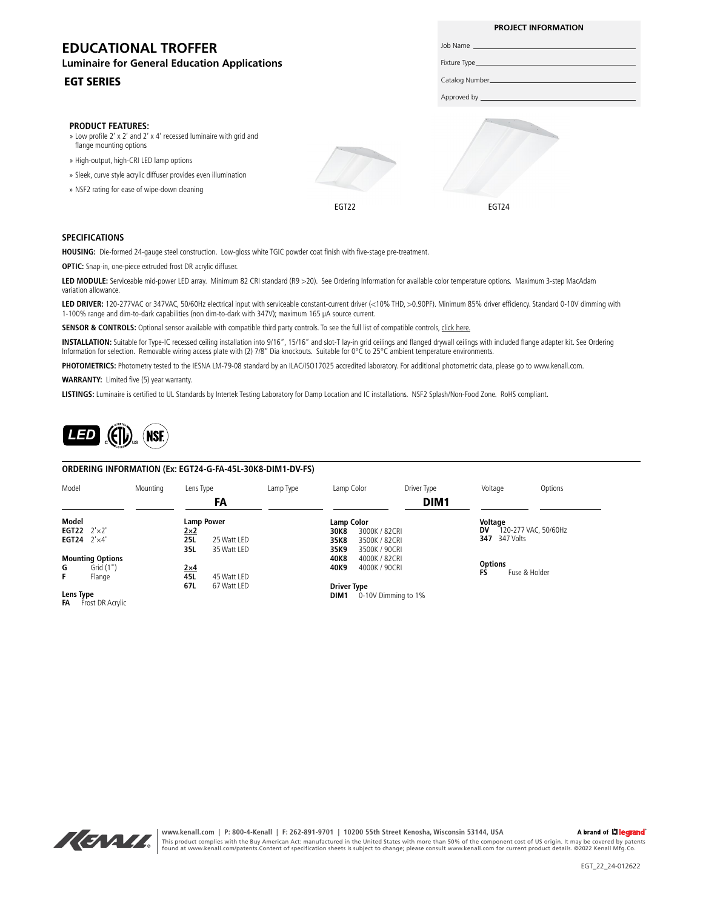# EDUCATIONAL TROFFER

**Luminaire for General Education Applications**

## EGT SERIES

| PROJECT INFORMATION | |
|---|---|
| Job Name | |
| Fixture Type | |
| Catalog Number | |
| Approved by | |

### PRODUCT FEATURES:

- Low profile 2' x 2' and 2' x 4' recessed luminaire with grid and flange mounting options
- High-output, high-CRI LED lamp options
- Sleek, curve style acrylic diffuser provides even illumination
- NSF2 rating for ease of wipe-down cleaning

EGT22

EGT24

### SPECIFICATIONS

**HOUSING:** Die-formed 24-gauge steel construction. Low-gloss white TGIC powder coat finish with five-stage pre-treatment.

**OPTIC:** Snap-in, one-piece extruded frost DR acrylic diffuser.

**LED MODULE:** Serviceable mid-power LED array. Minimum 82 CRI standard (R9 >20). See Ordering Information for available color temperature options. Maximum 3-step MacAdam variation allowance.

**LED DRIVER:** 120-277VAC or 347VAC, 50/60Hz electrical input with serviceable constant-current driver (<10% THD, >0.90PF). Minimum 85% driver efficiency. Standard 0-10V dimming with 1-100% range and dim-to-dark capabilities (non dim-to-dark with 347V); maximum 165 µA source current.

**SENSOR & CONTROLS:** Optional sensor available with compatible third party controls. To see the full list of compatible controls, click here.

**INSTALLATION:** Suitable for Type-IC recessed ceiling installation into 9/16", 15/16" and slot-T lay-in grid ceilings and flanged drywall ceilings with included flange adapter kit. See Ordering Information for selection. Removable wiring access plate with (2) 7/8" Dia knockouts. Suitable for 0°C to 25°C ambient temperature environments.

**PHOTOMETRICS:** Photometry tested to the IESNA LM-79-08 standard by an ILAC/ISO17025 accredited laboratory. For additional photometric data, please go to www.kenall.com.

**WARRANTY:** Limited five (5) year warranty.

**LISTINGS:** Luminaire is certified to UL Standards by Intertek Testing Laboratory for Damp Location and IC installations. NSF2 Splash/Non-Food Zone. RoHS compliant.

### ORDERING INFORMATION (Ex: EGT24-G-FA-45L-30K8-DIM1-DV-FS)

| Model | Mounting | Lens Type | Lamp Type | Lamp Color | Driver Type | Voltage | Options |
|---|---|---|---|---|---|---|---|
| | | FA | | | DIM1 | | |

**Model**
- **EGT22** 2'×2'
- **EGT24** 2'×4'

**Mounting Options**
- **G** Grid (1")
- **F** Flange

**Lens Type**
- **FA** Frost DR Acrylic

**Lamp Power**

2×2
- **25L** 25 Watt LED
- **35L** 35 Watt LED

2×4
- **45L** 45 Watt LED
- **67L** 67 Watt LED

**Lamp Color**
- **30K8** 3000K / 82CRI
- **35K8** 3500K / 82CRI
- **35K9** 3500K / 90CRI
- **40K8** 4000K / 82CRI
- **40K9** 4000K / 90CRI

**Driver Type**
- **DIM1** 0-10V Dimming to 1%

**Voltage**
- **DV** 120-277 VAC, 50/60Hz
- **347** 347 Volts

**Options**
- **FS** Fuse & Holder

www.kenall.com | P: 800-4-Kenall | F: 262-891-9701 | 10200 55th Street Kenosha, Wisconsin 53144, USA

A brand of legrand

This product complies with the Buy American Act: manufactured in the United States with more than 50% of the component cost of US origin. It may be covered by patents found at www.kenall.com/patents.Content of specification sheets is subject to change; please consult www.kenall.com for current product details. ©2022 Kenall Mfg.Co.

EGT_22_24-012622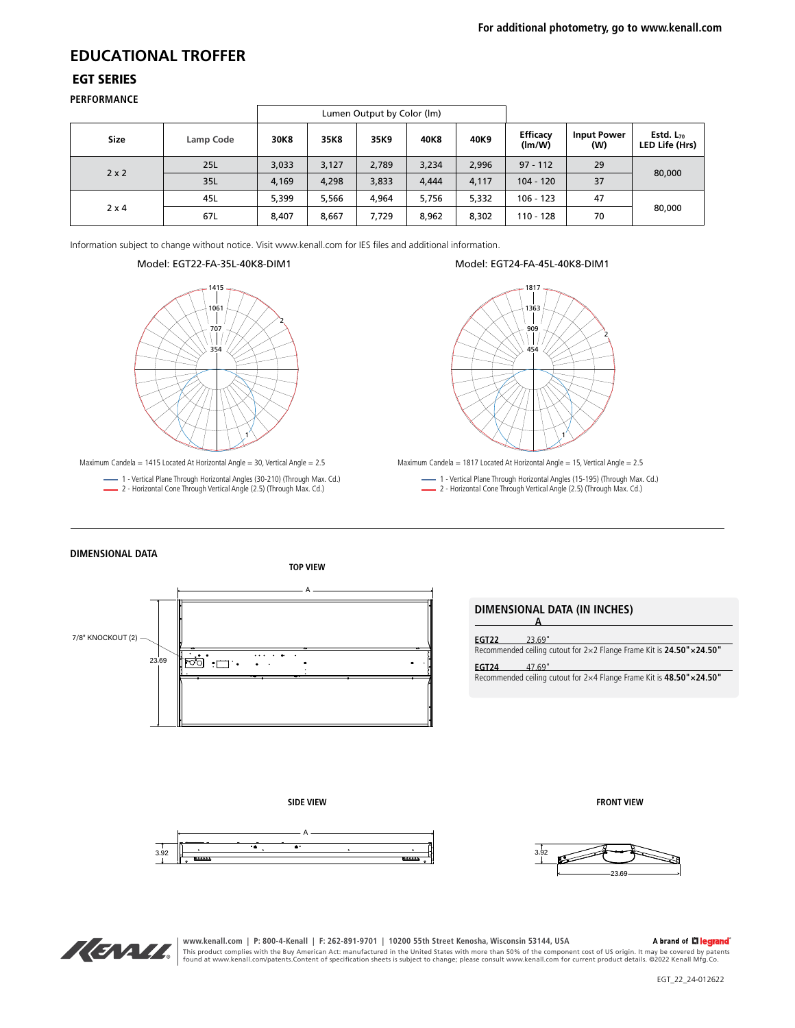For additional photometry, go to www.kenall.com

# EDUCATIONAL TROFFER

## EGT SERIES

### PERFORMANCE

| Size | Lamp Code | Lumen Output by Color (lm) | | | | | Efficacy (lm/W) | Input Power (W) | Estd. $L_{70}$ LED Life (Hrs) |
|---|---|---|---|---|---|---|---|---|---|
| | | 30K8 | 35K8 | 35K9 | 40K8 | 40K9 | | | |
| 2 x 2 | 25L | 3,033 | 3,127 | 2,789 | 3,234 | 2,996 | 97 - 112 | 29 | 80,000 |
| | 35L | 4,169 | 4,298 | 3,833 | 4,444 | 4,117 | 104 - 120 | 37 | |
| 2 x 4 | 45L | 5,399 | 5,566 | 4,964 | 5,756 | 5,332 | 106 - 123 | 47 | 80,000 |
| | 67L | 8,407 | 8,667 | 7,729 | 8,962 | 8,302 | 110 - 128 | 70 | |

Information subject to change without notice. Visit www.kenall.com for IES files and additional information.

Model: EGT22-FA-35L-40K8-DIM1

1415
1061
707
354
2
1

Maximum Candela = 1415 Located At Horizontal Angle = 30, Vertical Angle = 2.5

1 - Vertical Plane Through Horizontal Angles (30-210) (Through Max. Cd.)
2 - Horizontal Cone Through Vertical Angle (2.5) (Through Max. Cd.)

Model: EGT24-FA-45L-40K8-DIM1

1817
1363
909
454
2
1

Maximum Candela = 1817 Located At Horizontal Angle = 15, Vertical Angle = 2.5

1 - Vertical Plane Through Horizontal Angles (15-195) (Through Max. Cd.)
2 - Horizontal Cone Through Vertical Angle (2.5) (Through Max. Cd.)

### DIMENSIONAL DATA

TOP VIEW

A
7/8" KNOCKOUT (2)
23.69

SIDE VIEW

A
3.92

FRONT VIEW

3.92
23.69

#### DIMENSIONAL DATA (IN INCHES)

| | A |
|---|---|
| **EGT22** | 23.69" |

Recommended ceiling cutout for 2×2 Flange Frame Kit is **24.50"×24.50"**

| | A |
|---|---|
| **EGT24** | 47.69" |

Recommended ceiling cutout for 2×4 Flange Frame Kit is **48.50"×24.50"**

www.kenall.com | P: 800-4-Kenall | F: 262-891-9701 | 10200 55th Street Kenosha, Wisconsin 53144, USA

A brand of legrand

This product complies with the Buy American Act: manufactured in the United States with more than 50% of the component cost of US origin. It may be covered by patents found at www.kenall.com/patents.Content of specification sheets is subject to change; please consult www.kenall.com for current product details. ©2022 Kenall Mfg.Co.

EGT_22_24-012622